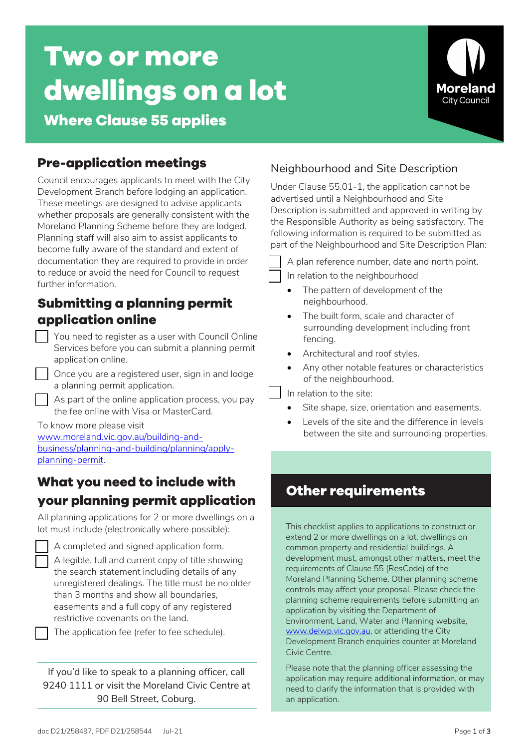# Two or more dwellings on a lot

## Where Clause 55 applies

Moreland City Council

## Pre-application meetings

Council encourages applicants to meet with the City Development Branch before lodging an application. These meetings are designed to advise applicants whether proposals are generally consistent with the Moreland Planning Scheme before they are lodged. Planning staff will also aim to assist applicants to become fully aware of the standard and extent of documentation they are required to provide in order to reduce or avoid the need for Council to request further information.

## Submitting a planning permit application online

- [ ] You need to register as a user with Council Online Services before you can submit a planning permit application online.
- [ ] Once you are a registered user, sign in and lodge a planning permit application.
- [ ] As part of the online application process, you pay the fee online with Visa or MasterCard.

To know more please visit [www.moreland.vic.gov.au/building-and-business/planning-and-building/planning/apply-planning-permit](www.moreland.vic.gov.au/building-and-business/planning-and-building/planning/apply-planning-permit).

## What you need to include with your planning permit application

All planning applications for 2 or more dwellings on a lot must include (electronically where possible):

- [ ] A completed and signed application form.
- [ ] A legible, full and current copy of title showing the search statement including details of any unregistered dealings. The title must be no older than 3 months and show all boundaries, easements and a full copy of any registered restrictive covenants on the land.
- [ ] The application fee (refer to fee schedule).

If you'd like to speak to a planning officer, call 9240 1111 or visit the Moreland Civic Centre at 90 Bell Street, Coburg.

### Neighbourhood and Site Description

Under Clause 55.01-1, the application cannot be advertised until a Neighbourhood and Site Description is submitted and approved in writing by the Responsible Authority as being satisfactory. The following information is required to be submitted as part of the Neighbourhood and Site Description Plan:

- [ ] A plan reference number, date and north point.
- [ ] In relation to the neighbourhood
  - The pattern of development of the neighbourhood.
  - The built form, scale and character of surrounding development including front fencing.
  - Architectural and roof styles.
  - Any other notable features or characteristics of the neighbourhood.
- [ ] In relation to the site:
  - Site shape, size, orientation and easements.
  - Levels of the site and the difference in levels between the site and surrounding properties.

## Other requirements

This checklist applies to applications to construct or extend 2 or more dwellings on a lot, dwellings on common property and residential buildings. A development must, amongst other matters, meet the requirements of Clause 55 (ResCode) of the Moreland Planning Scheme. Other planning scheme controls may affect your proposal. Please check the planning scheme requirements before submitting an application by visiting the Department of Environment, Land, Water and Planning website, [www.delwp.vic.gov.au](www.delwp.vic.gov.au), or attending the City Development Branch enquiries counter at Moreland Civic Centre.

Please note that the planning officer assessing the application may require additional information, or may need to clarify the information that is provided with an application.

doc D21/258497, PDF D21/258544 Jul-21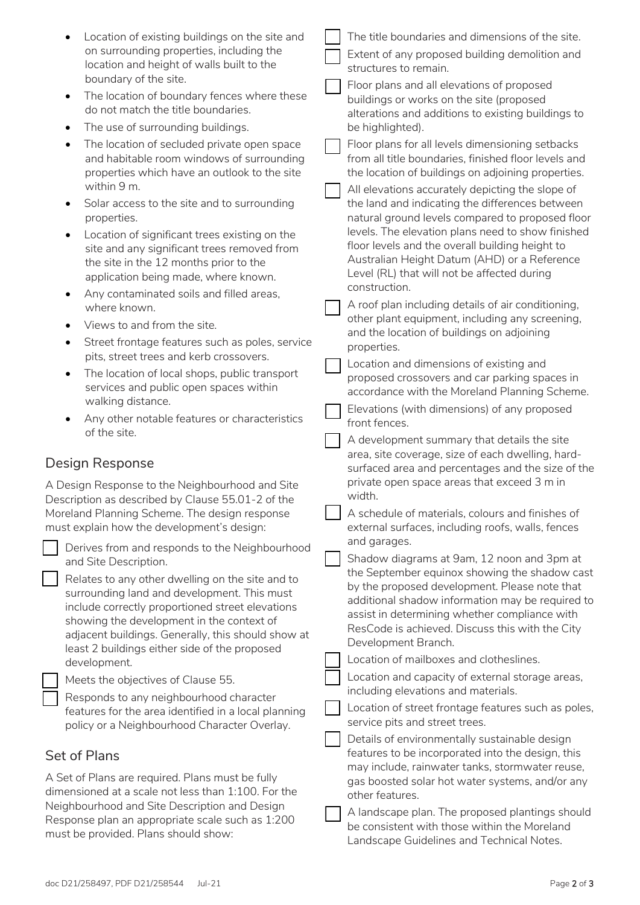- Location of existing buildings on the site and on surrounding properties, including the location and height of walls built to the boundary of the site.
- The location of boundary fences where these do not match the title boundaries.
- The use of surrounding buildings.
- The location of secluded private open space and habitable room windows of surrounding properties which have an outlook to the site within 9 m.
- Solar access to the site and to surrounding properties.
- Location of significant trees existing on the site and any significant trees removed from the site in the 12 months prior to the application being made, where known.
- Any contaminated soils and filled areas, where known.
- Views to and from the site.
- Street frontage features such as poles, service pits, street trees and kerb crossovers.
- The location of local shops, public transport services and public open spaces within walking distance.
- Any other notable features or characteristics of the site.

## Design Response

A Design Response to the Neighbourhood and Site Description as described by Clause 55.01-2 of the Moreland Planning Scheme. The design response must explain how the development's design:

- [ ] Derives from and responds to the Neighbourhood and Site Description.
- [ ] Relates to any other dwelling on the site and to surrounding land and development. This must include correctly proportioned street elevations showing the development in the context of adjacent buildings. Generally, this should show at least 2 buildings either side of the proposed development.
- [ ] Meets the objectives of Clause 55.
- [ ] Responds to any neighbourhood character features for the area identified in a local planning policy or a Neighbourhood Character Overlay.

## Set of Plans

A Set of Plans are required. Plans must be fully dimensioned at a scale not less than 1:100. For the Neighbourhood and Site Description and Design Response plan an appropriate scale such as 1:200 must be provided. Plans should show:

- [ ] The title boundaries and dimensions of the site.
- [ ] Extent of any proposed building demolition and structures to remain.
- [ ] Floor plans and all elevations of proposed buildings or works on the site (proposed alterations and additions to existing buildings to be highlighted).
- [ ] Floor plans for all levels dimensioning setbacks from all title boundaries, finished floor levels and the location of buildings on adjoining properties.
- [ ] All elevations accurately depicting the slope of the land and indicating the differences between natural ground levels compared to proposed floor levels. The elevation plans need to show finished floor levels and the overall building height to Australian Height Datum (AHD) or a Reference Level (RL) that will not be affected during construction.
- [ ] A roof plan including details of air conditioning, other plant equipment, including any screening, and the location of buildings on adjoining properties.
- [ ] Location and dimensions of existing and proposed crossovers and car parking spaces in accordance with the Moreland Planning Scheme.
- [ ] Elevations (with dimensions) of any proposed front fences.
- [ ] A development summary that details the site area, site coverage, size of each dwelling, hard-surfaced area and percentages and the size of the private open space areas that exceed 3 m in width.
- [ ] A schedule of materials, colours and finishes of external surfaces, including roofs, walls, fences and garages.
- [ ] Shadow diagrams at 9am, 12 noon and 3pm at the September equinox showing the shadow cast by the proposed development. Please note that additional shadow information may be required to assist in determining whether compliance with ResCode is achieved. Discuss this with the City Development Branch.
- [ ] Location of mailboxes and clotheslines.
- [ ] Location and capacity of external storage areas, including elevations and materials.
- [ ] Location of street frontage features such as poles, service pits and street trees.
- [ ] Details of environmentally sustainable design features to be incorporated into the design, this may include, rainwater tanks, stormwater reuse, gas boosted solar hot water systems, and/or any other features.
- [ ] A landscape plan. The proposed plantings should be consistent with those within the Moreland Landscape Guidelines and Technical Notes.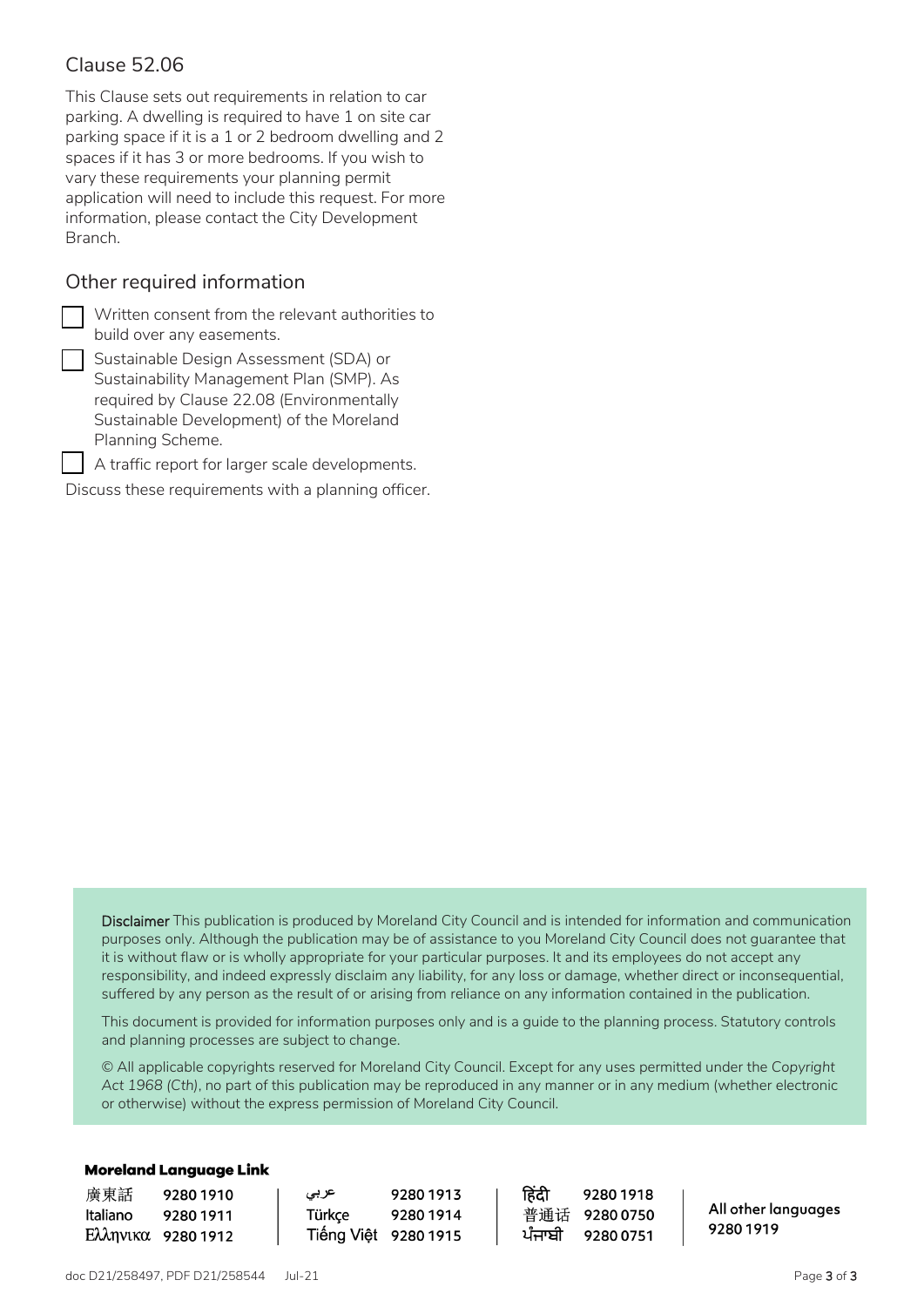## Clause 52.06

This Clause sets out requirements in relation to car parking. A dwelling is required to have 1 on site car parking space if it is a 1 or 2 bedroom dwelling and 2 spaces if it has 3 or more bedrooms. If you wish to vary these requirements your planning permit application will need to include this request. For more information, please contact the City Development Branch.

## Other required information

- [ ] Written consent from the relevant authorities to build over any easements.
- [ ] Sustainable Design Assessment (SDA) or Sustainability Management Plan (SMP). As required by Clause 22.08 (Environmentally Sustainable Development) of the Moreland Planning Scheme.
- [ ] A traffic report for larger scale developments.

Discuss these requirements with a planning officer.

**Disclaimer** This publication is produced by Moreland City Council and is intended for information and communication purposes only. Although the publication may be of assistance to you Moreland City Council does not guarantee that it is without flaw or is wholly appropriate for your particular purposes. It and its employees do not accept any responsibility, and indeed expressly disclaim any liability, for any loss or damage, whether direct or inconsequential, suffered by any person as the result of or arising from reliance on any information contained in the publication.

This document is provided for information purposes only and is a guide to the planning process. Statutory controls and planning processes are subject to change.

© All applicable copyrights reserved for Moreland City Council. Except for any uses permitted under the *Copyright Act 1968 (Cth)*, no part of this publication may be reproduced in any manner or in any medium (whether electronic or otherwise) without the express permission of Moreland City Council.

**Moreland Language Link**

| | | | | | |
|---|---|---|---|---|---|
| 廣東話 | 9280 1910 | عربي | 9280 1913 | हिंदी | 9280 1918 |
| Italiano | 9280 1911 | Türkçe | 9280 1914 | 普通话 | 9280 0750 |
| Ελληνικα | 9280 1912 | Tiếng Việt | 9280 1915 | ਪੰਜਾਬੀ | 9280 0751 |

All other languages 9280 1919

doc D21/258497, PDF D21/258544 Jul-21